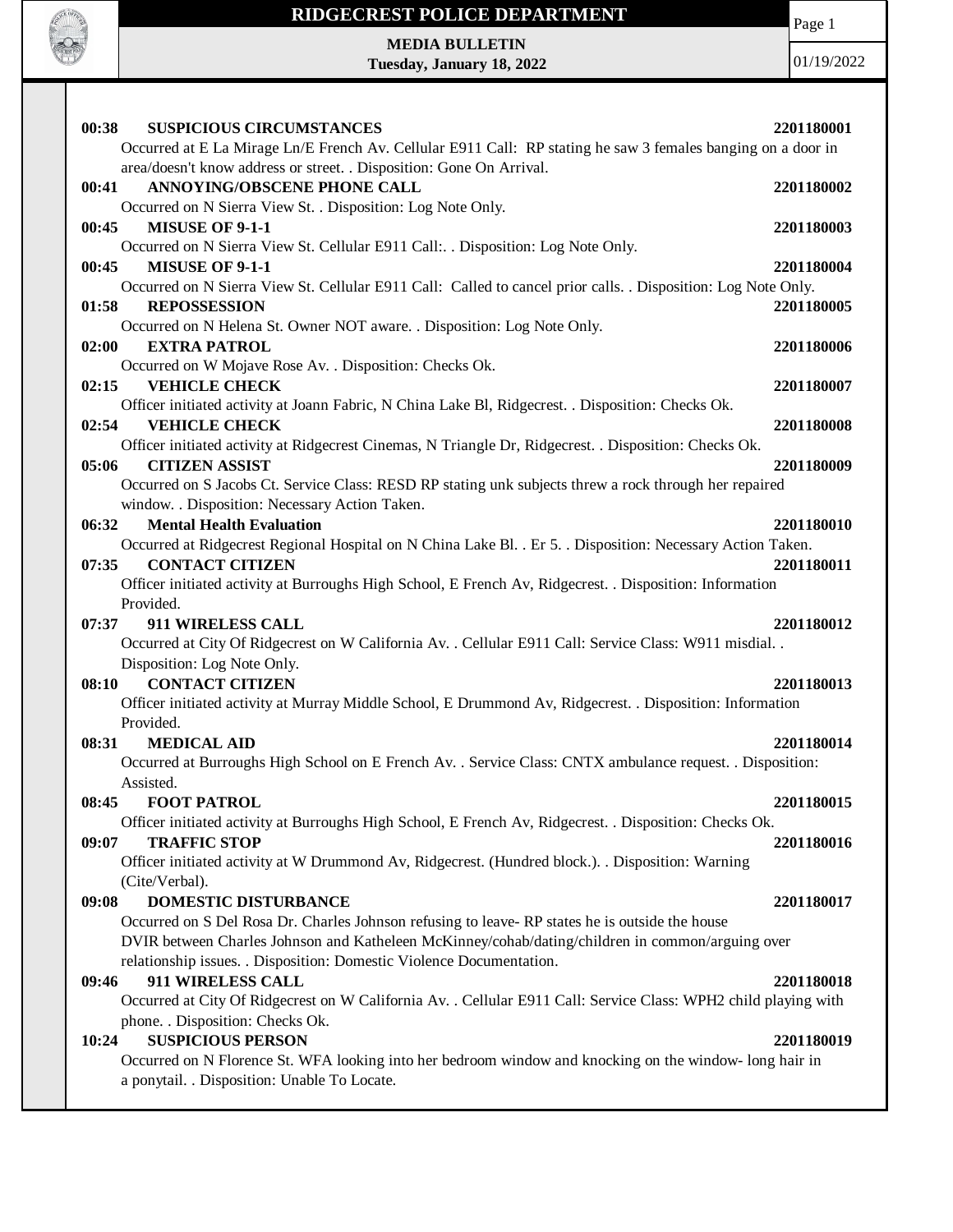# RIDGECREST POLICE DEPARTMENT

**MEDIA BULLETIN**
**Tuesday, January 18, 2022**

01/19/2022

**00:38 SUSPICIOUS CIRCUMSTANCES 2201180001**
Occurred at E La Mirage Ln/E French Av. Cellular E911 Call: RP stating he saw 3 females banging on a door in area/doesn't know address or street. . Disposition: Gone On Arrival.

**00:41 ANNOYING/OBSCENE PHONE CALL 2201180002**
Occurred on N Sierra View St. . Disposition: Log Note Only.

**00:45 MISUSE OF 9-1-1 2201180003**
Occurred on N Sierra View St. Cellular E911 Call:. . Disposition: Log Note Only.

**00:45 MISUSE OF 9-1-1 2201180004**
Occurred on N Sierra View St. Cellular E911 Call: Called to cancel prior calls. . Disposition: Log Note Only.

**01:58 REPOSSESSION 2201180005**
Occurred on N Helena St. Owner NOT aware. . Disposition: Log Note Only.

**02:00 EXTRA PATROL 2201180006**
Occurred on W Mojave Rose Av. . Disposition: Checks Ok.

**02:15 VEHICLE CHECK 2201180007**
Officer initiated activity at Joann Fabric, N China Lake Bl, Ridgecrest. . Disposition: Checks Ok.

**02:54 VEHICLE CHECK 2201180008**
Officer initiated activity at Ridgecrest Cinemas, N Triangle Dr, Ridgecrest. . Disposition: Checks Ok.

**05:06 CITIZEN ASSIST 2201180009**
Occurred on S Jacobs Ct. Service Class: RESD RP stating unk subjects threw a rock through her repaired window. . Disposition: Necessary Action Taken.

**06:32 Mental Health Evaluation 2201180010**
Occurred at Ridgecrest Regional Hospital on N China Lake Bl. . Er 5. . Disposition: Necessary Action Taken.

**07:35 CONTACT CITIZEN 2201180011**
Officer initiated activity at Burroughs High School, E French Av, Ridgecrest. . Disposition: Information Provided.

**07:37 911 WIRELESS CALL 2201180012**
Occurred at City Of Ridgecrest on W California Av. . Cellular E911 Call: Service Class: W911 misdial. . Disposition: Log Note Only.

**08:10 CONTACT CITIZEN 2201180013**
Officer initiated activity at Murray Middle School, E Drummond Av, Ridgecrest. . Disposition: Information Provided.

**08:31 MEDICAL AID 2201180014**
Occurred at Burroughs High School on E French Av. . Service Class: CNTX ambulance request. . Disposition: Assisted.

**08:45 FOOT PATROL 2201180015**
Officer initiated activity at Burroughs High School, E French Av, Ridgecrest. . Disposition: Checks Ok.

**09:07 TRAFFIC STOP 2201180016**
Officer initiated activity at W Drummond Av, Ridgecrest. (Hundred block.). . Disposition: Warning (Cite/Verbal).

**09:08 DOMESTIC DISTURBANCE 2201180017**
Occurred on S Del Rosa Dr. Charles Johnson refusing to leave- RP states he is outside the house DVIR between Charles Johnson and Katheleen McKinney/cohab/dating/children in common/arguing over relationship issues. . Disposition: Domestic Violence Documentation.

**09:46 911 WIRELESS CALL 2201180018**
Occurred at City Of Ridgecrest on W California Av. . Cellular E911 Call: Service Class: WPH2 child playing with phone. . Disposition: Checks Ok.

**10:24 SUSPICIOUS PERSON 2201180019**
Occurred on N Florence St. WFA looking into her bedroom window and knocking on the window- long hair in a ponytail. . Disposition: Unable To Locate.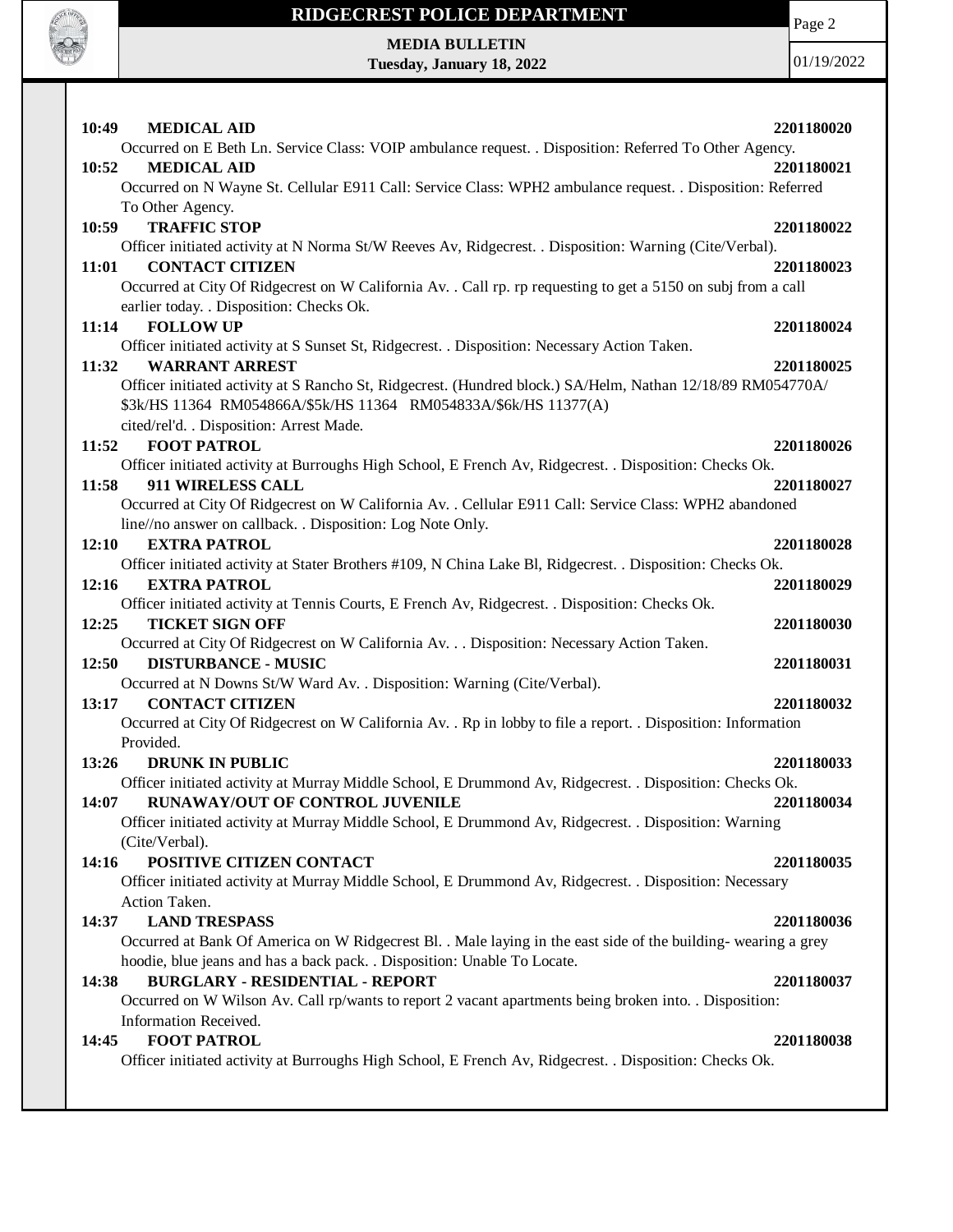**10:49 MEDICAL AID** **2201180020**

Occurred on E Beth Ln. Service Class: VOIP ambulance request. . Disposition: Referred To Other Agency.

**10:52 MEDICAL AID** **2201180021**

Occurred on N Wayne St. Cellular E911 Call: Service Class: WPH2 ambulance request. . Disposition: Referred To Other Agency.

**10:59 TRAFFIC STOP** **2201180022**

Officer initiated activity at N Norma St/W Reeves Av, Ridgecrest. . Disposition: Warning (Cite/Verbal).

**11:01 CONTACT CITIZEN** **2201180023**

Occurred at City Of Ridgecrest on W California Av. . Call rp. rp requesting to get a 5150 on subj from a call earlier today. . Disposition: Checks Ok.

**11:14 FOLLOW UP** **2201180024**

Officer initiated activity at S Sunset St, Ridgecrest. . Disposition: Necessary Action Taken.

**11:32 WARRANT ARREST** **2201180025**

Officer initiated activity at S Rancho St, Ridgecrest. (Hundred block.) SA/Helm, Nathan 12/18/89 RM054770A/ $3k/HS 11364 RM054866A/$5k/HS 11364 RM054833A/$6k/HS 11377(A) cited/rel'd. . Disposition: Arrest Made.

**11:52 FOOT PATROL** **2201180026**

Officer initiated activity at Burroughs High School, E French Av, Ridgecrest. . Disposition: Checks Ok.

**11:58 911 WIRELESS CALL** **2201180027**

Occurred at City Of Ridgecrest on W California Av. . Cellular E911 Call: Service Class: WPH2 abandoned line//no answer on callback. . Disposition: Log Note Only.

**12:10 EXTRA PATROL** **2201180028**

Officer initiated activity at Stater Brothers #109, N China Lake Bl, Ridgecrest. . Disposition: Checks Ok.

**12:16 EXTRA PATROL** **2201180029**

Officer initiated activity at Tennis Courts, E French Av, Ridgecrest. . Disposition: Checks Ok.

**12:25 TICKET SIGN OFF** **2201180030**

Occurred at City Of Ridgecrest on W California Av. . . Disposition: Necessary Action Taken.

**12:50 DISTURBANCE - MUSIC** **2201180031**

Occurred at N Downs St/W Ward Av. . Disposition: Warning (Cite/Verbal).

**13:17 CONTACT CITIZEN** **2201180032**

Occurred at City Of Ridgecrest on W California Av. . Rp in lobby to file a report. . Disposition: Information Provided.

**13:26 DRUNK IN PUBLIC** **2201180033**

Officer initiated activity at Murray Middle School, E Drummond Av, Ridgecrest. . Disposition: Checks Ok.

**14:07 RUNAWAY/OUT OF CONTROL JUVENILE** **2201180034**

Officer initiated activity at Murray Middle School, E Drummond Av, Ridgecrest. . Disposition: Warning (Cite/Verbal).

**14:16 POSITIVE CITIZEN CONTACT** **2201180035**

Officer initiated activity at Murray Middle School, E Drummond Av, Ridgecrest. . Disposition: Necessary Action Taken.

**14:37 LAND TRESPASS** **2201180036**

Occurred at Bank Of America on W Ridgecrest Bl. . Male laying in the east side of the building- wearing a grey hoodie, blue jeans and has a back pack. . Disposition: Unable To Locate.

**14:38 BURGLARY - RESIDENTIAL - REPORT** **2201180037**

Occurred on W Wilson Av. Call rp/wants to report 2 vacant apartments being broken into. . Disposition: Information Received.

**14:45 FOOT PATROL** **2201180038**

Officer initiated activity at Burroughs High School, E French Av, Ridgecrest. . Disposition: Checks Ok.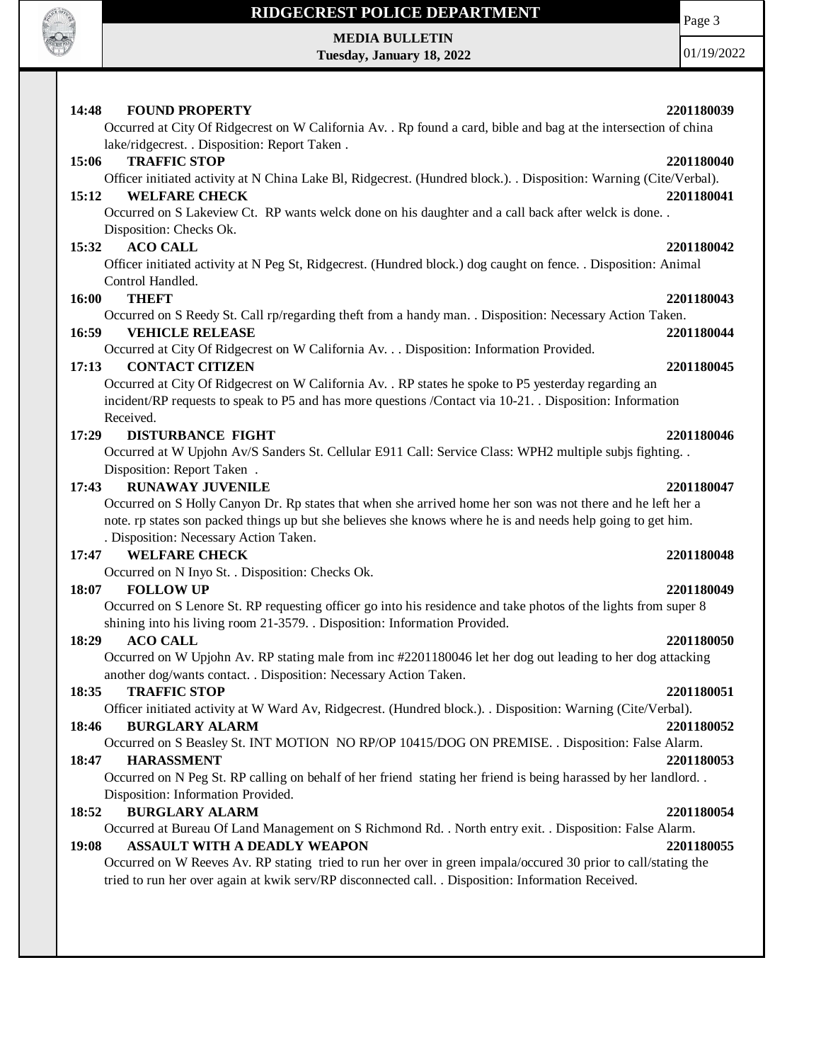**14:48 FOUND PROPERTY 2201180039**

Occurred at City Of Ridgecrest on W California Av. . Rp found a card, bible and bag at the intersection of china lake/ridgecrest. . Disposition: Report Taken .

**15:06 TRAFFIC STOP 2201180040**

Officer initiated activity at N China Lake Bl, Ridgecrest. (Hundred block.). . Disposition: Warning (Cite/Verbal).

**15:12 WELFARE CHECK 2201180041**

Occurred on S Lakeview Ct. RP wants welck done on his daughter and a call back after welck is done. . Disposition: Checks Ok.

**15:32 ACO CALL 2201180042**

Officer initiated activity at N Peg St, Ridgecrest. (Hundred block.) dog caught on fence. . Disposition: Animal Control Handled.

**16:00 THEFT 2201180043**

Occurred on S Reedy St. Call rp/regarding theft from a handy man. . Disposition: Necessary Action Taken.

**16:59 VEHICLE RELEASE 2201180044**

Occurred at City Of Ridgecrest on W California Av. . . Disposition: Information Provided.

**17:13 CONTACT CITIZEN 2201180045**

Occurred at City Of Ridgecrest on W California Av. . RP states he spoke to P5 yesterday regarding an incident/RP requests to speak to P5 and has more questions /Contact via 10-21. . Disposition: Information Received.

**17:29 DISTURBANCE FIGHT 2201180046**

Occurred at W Upjohn Av/S Sanders St. Cellular E911 Call: Service Class: WPH2 multiple subjs fighting. . Disposition: Report Taken .

**17:43 RUNAWAY JUVENILE 2201180047**

Occurred on S Holly Canyon Dr. Rp states that when she arrived home her son was not there and he left her a note. rp states son packed things up but she believes she knows where he is and needs help going to get him. . Disposition: Necessary Action Taken.

**17:47 WELFARE CHECK 2201180048**

Occurred on N Inyo St. . Disposition: Checks Ok.

**18:07 FOLLOW UP 2201180049**

Occurred on S Lenore St. RP requesting officer go into his residence and take photos of the lights from super 8 shining into his living room 21-3579. . Disposition: Information Provided.

**18:29 ACO CALL 2201180050**

Occurred on W Upjohn Av. RP stating male from inc #2201180046 let her dog out leading to her dog attacking another dog/wants contact. . Disposition: Necessary Action Taken.

**18:35 TRAFFIC STOP 2201180051**

Officer initiated activity at W Ward Av, Ridgecrest. (Hundred block.). . Disposition: Warning (Cite/Verbal).

**18:46 BURGLARY ALARM 2201180052**

Occurred on S Beasley St. INT MOTION NO RP/OP 10415/DOG ON PREMISE. . Disposition: False Alarm.

**18:47 HARASSMENT 2201180053**

Occurred on N Peg St. RP calling on behalf of her friend stating her friend is being harassed by her landlord. . Disposition: Information Provided.

**18:52 BURGLARY ALARM 2201180054**

Occurred at Bureau Of Land Management on S Richmond Rd. . North entry exit. . Disposition: False Alarm.

**19:08 ASSAULT WITH A DEADLY WEAPON 2201180055**

Occurred on W Reeves Av. RP stating tried to run her over in green impala/occured 30 prior to call/stating the tried to run her over again at kwik serv/RP disconnected call. . Disposition: Information Received.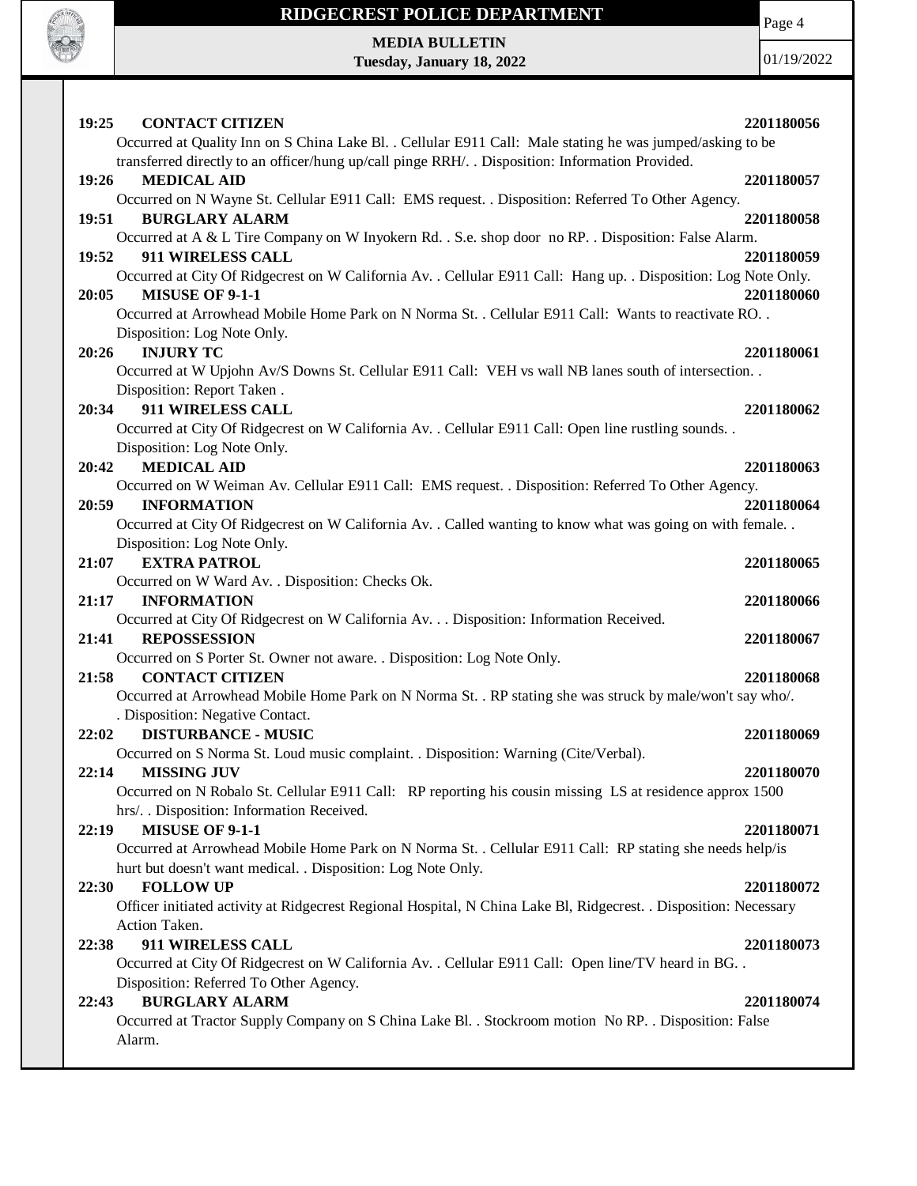**19:25 CONTACT CITIZEN** **2201180056**

Occurred at Quality Inn on S China Lake Bl. . Cellular E911 Call: Male stating he was jumped/asking to be transferred directly to an officer/hung up/call pinge RRH/. . Disposition: Information Provided.

**19:26 MEDICAL AID** **2201180057**

Occurred on N Wayne St. Cellular E911 Call: EMS request. . Disposition: Referred To Other Agency.

**19:51 BURGLARY ALARM** **2201180058**

Occurred at A & L Tire Company on W Inyokern Rd. . S.e. shop door no RP. . Disposition: False Alarm.

**19:52 911 WIRELESS CALL** **2201180059**

Occurred at City Of Ridgecrest on W California Av. . Cellular E911 Call: Hang up. . Disposition: Log Note Only.

**20:05 MISUSE OF 9-1-1** **2201180060**

Occurred at Arrowhead Mobile Home Park on N Norma St. . Cellular E911 Call: Wants to reactivate RO. . Disposition: Log Note Only.

**20:26 INJURY TC** **2201180061**

Occurred at W Upjohn Av/S Downs St. Cellular E911 Call: VEH vs wall NB lanes south of intersection. . Disposition: Report Taken .

**20:34 911 WIRELESS CALL** **2201180062**

Occurred at City Of Ridgecrest on W California Av. . Cellular E911 Call: Open line rustling sounds. . Disposition: Log Note Only.

**20:42 MEDICAL AID** **2201180063**

Occurred on W Weiman Av. Cellular E911 Call: EMS request. . Disposition: Referred To Other Agency.

**20:59 INFORMATION** **2201180064**

Occurred at City Of Ridgecrest on W California Av. . Called wanting to know what was going on with female. . Disposition: Log Note Only.

**21:07 EXTRA PATROL** **2201180065**

Occurred on W Ward Av. . Disposition: Checks Ok.

**21:17 INFORMATION** **2201180066**

Occurred at City Of Ridgecrest on W California Av. . . Disposition: Information Received.

**21:41 REPOSSESSION** **2201180067**

Occurred on S Porter St. Owner not aware. . Disposition: Log Note Only.

**21:58 CONTACT CITIZEN** **2201180068**

Occurred at Arrowhead Mobile Home Park on N Norma St. . RP stating she was struck by male/won't say who/. . Disposition: Negative Contact.

**22:02 DISTURBANCE - MUSIC** **2201180069**

Occurred on S Norma St. Loud music complaint. . Disposition: Warning (Cite/Verbal).

**22:14 MISSING JUV** **2201180070**

Occurred on N Robalo St. Cellular E911 Call: RP reporting his cousin missing LS at residence approx 1500 hrs/. . Disposition: Information Received.

**22:19 MISUSE OF 9-1-1** **2201180071**

Occurred at Arrowhead Mobile Home Park on N Norma St. . Cellular E911 Call: RP stating she needs help/is hurt but doesn't want medical. . Disposition: Log Note Only.

**22:30 FOLLOW UP** **2201180072**

Officer initiated activity at Ridgecrest Regional Hospital, N China Lake Bl, Ridgecrest. . Disposition: Necessary Action Taken.

**22:38 911 WIRELESS CALL** **2201180073**

Occurred at City Of Ridgecrest on W California Av. . Cellular E911 Call: Open line/TV heard in BG. . Disposition: Referred To Other Agency.

**22:43 BURGLARY ALARM** **2201180074**

Occurred at Tractor Supply Company on S China Lake Bl. . Stockroom motion No RP. . Disposition: False Alarm.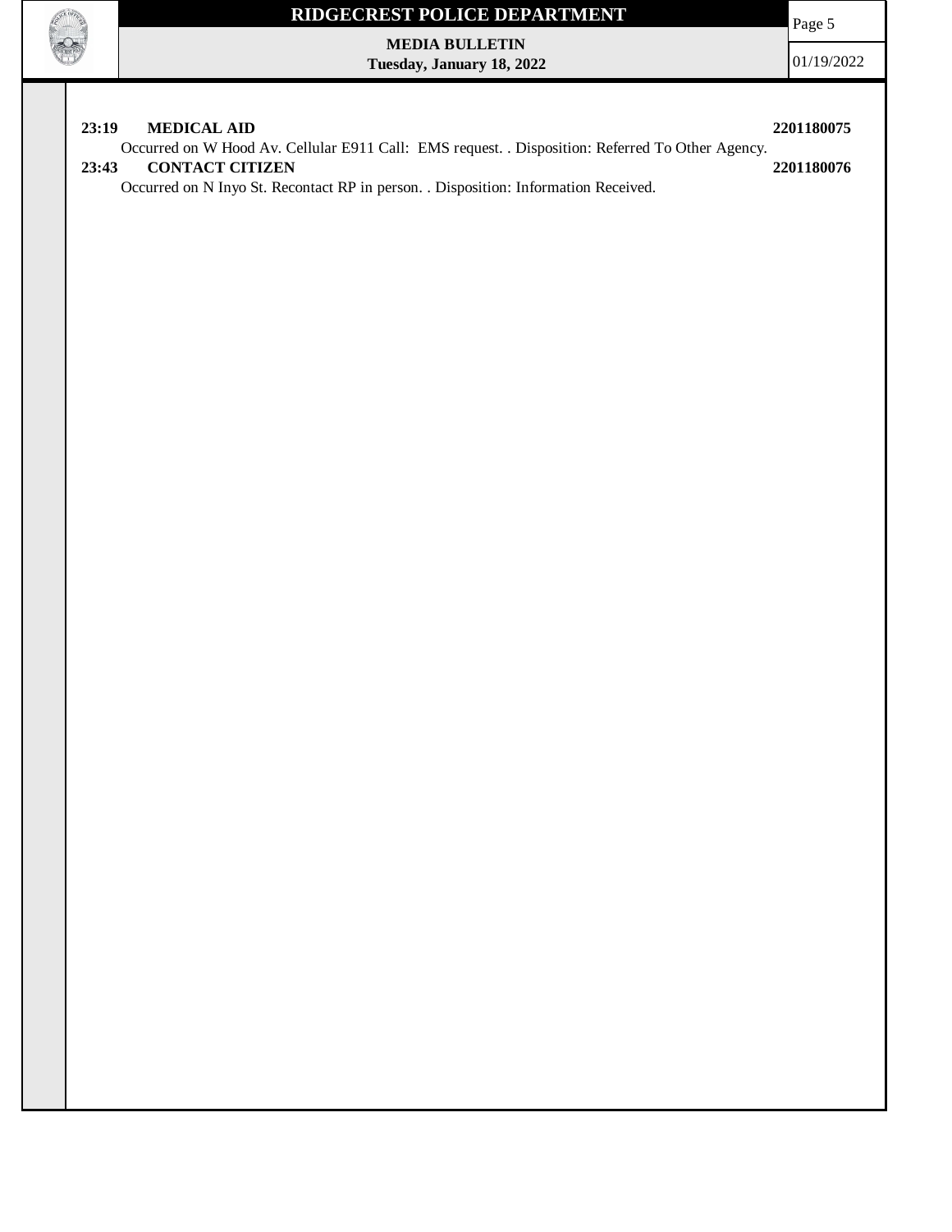**23:19 MEDICAL AID** **2201180075**

Occurred on W Hood Av. Cellular E911 Call: EMS request. . Disposition: Referred To Other Agency.

**23:43 CONTACT CITIZEN** **2201180076**

Occurred on N Inyo St. Recontact RP in person. . Disposition: Information Received.